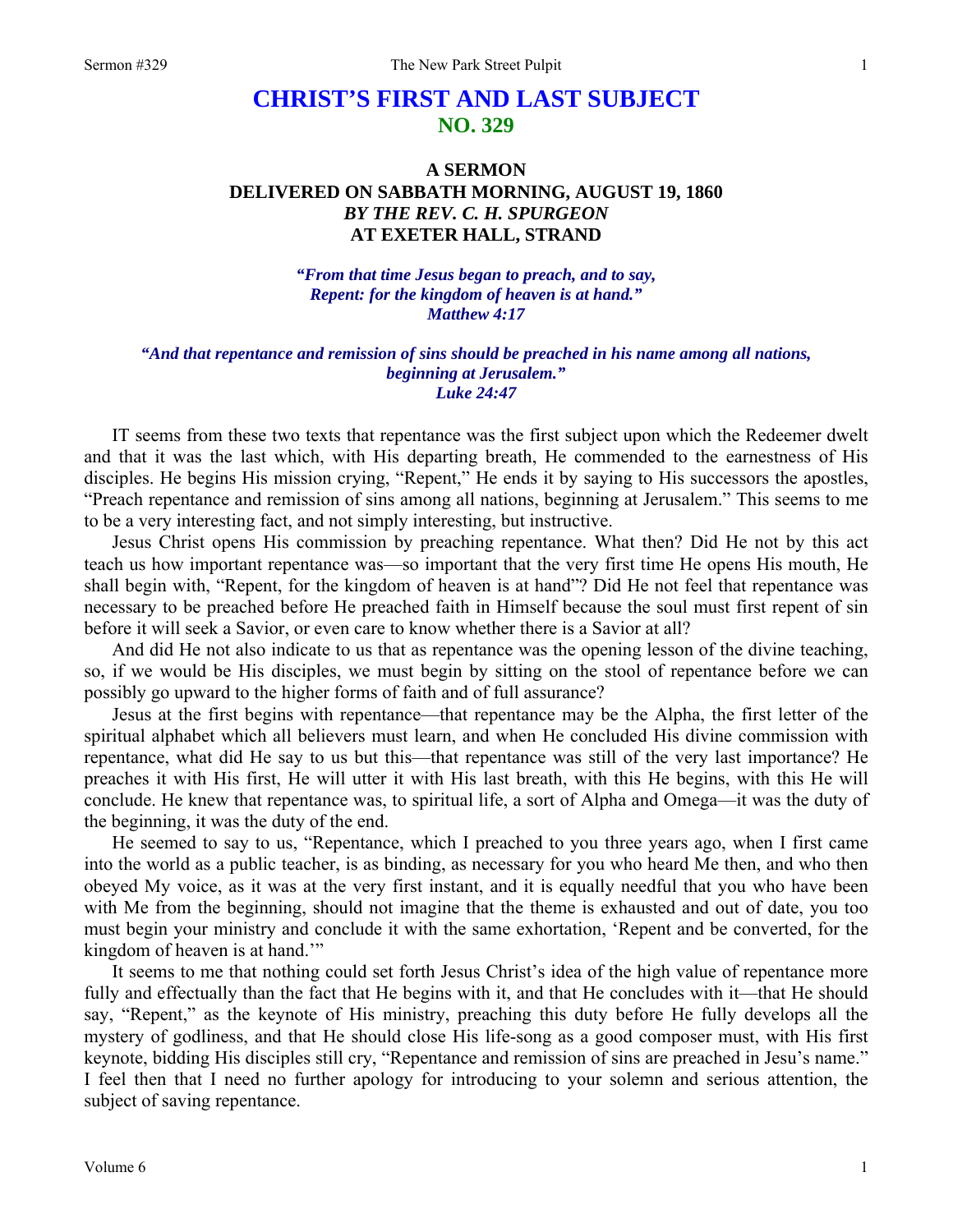# CHRIST'S FIRST AND LAST SUBJECT
## NO. 329

### A SERMON
### DELIVERED ON SABBATH MORNING, AUGUST 19, 1860
### *BY THE REV. C. H. SPURGEON*
### AT EXETER HALL, STRAND

***"From that time Jesus began to preach, and to say,***
***Repent: for the kingdom of heaven is at hand."***
***Matthew 4:17***

***"And that repentance and remission of sins should be preached in his name among all nations, beginning at Jerusalem."***
***Luke 24:47***

IT seems from these two texts that repentance was the first subject upon which the Redeemer dwelt and that it was the last which, with His departing breath, He commended to the earnestness of His disciples. He begins His mission crying, "Repent," He ends it by saying to His successors the apostles, "Preach repentance and remission of sins among all nations, beginning at Jerusalem." This seems to me to be a very interesting fact, and not simply interesting, but instructive.

Jesus Christ opens His commission by preaching repentance. What then? Did He not by this act teach us how important repentance was—so important that the very first time He opens His mouth, He shall begin with, "Repent, for the kingdom of heaven is at hand"? Did He not feel that repentance was necessary to be preached before He preached faith in Himself because the soul must first repent of sin before it will seek a Savior, or even care to know whether there is a Savior at all?

And did He not also indicate to us that as repentance was the opening lesson of the divine teaching, so, if we would be His disciples, we must begin by sitting on the stool of repentance before we can possibly go upward to the higher forms of faith and of full assurance?

Jesus at the first begins with repentance—that repentance may be the Alpha, the first letter of the spiritual alphabet which all believers must learn, and when He concluded His divine commission with repentance, what did He say to us but this—that repentance was still of the very last importance? He preaches it with His first, He will utter it with His last breath, with this He begins, with this He will conclude. He knew that repentance was, to spiritual life, a sort of Alpha and Omega—it was the duty of the beginning, it was the duty of the end.

He seemed to say to us, "Repentance, which I preached to you three years ago, when I first came into the world as a public teacher, is as binding, as necessary for you who heard Me then, and who then obeyed My voice, as it was at the very first instant, and it is equally needful that you who have been with Me from the beginning, should not imagine that the theme is exhausted and out of date, you too must begin your ministry and conclude it with the same exhortation, 'Repent and be converted, for the kingdom of heaven is at hand.'"

It seems to me that nothing could set forth Jesus Christ's idea of the high value of repentance more fully and effectually than the fact that He begins with it, and that He concludes with it—that He should say, "Repent," as the keynote of His ministry, preaching this duty before He fully develops all the mystery of godliness, and that He should close His life-song as a good composer must, with His first keynote, bidding His disciples still cry, "Repentance and remission of sins are preached in Jesu's name." I feel then that I need no further apology for introducing to your solemn and serious attention, the subject of saving repentance.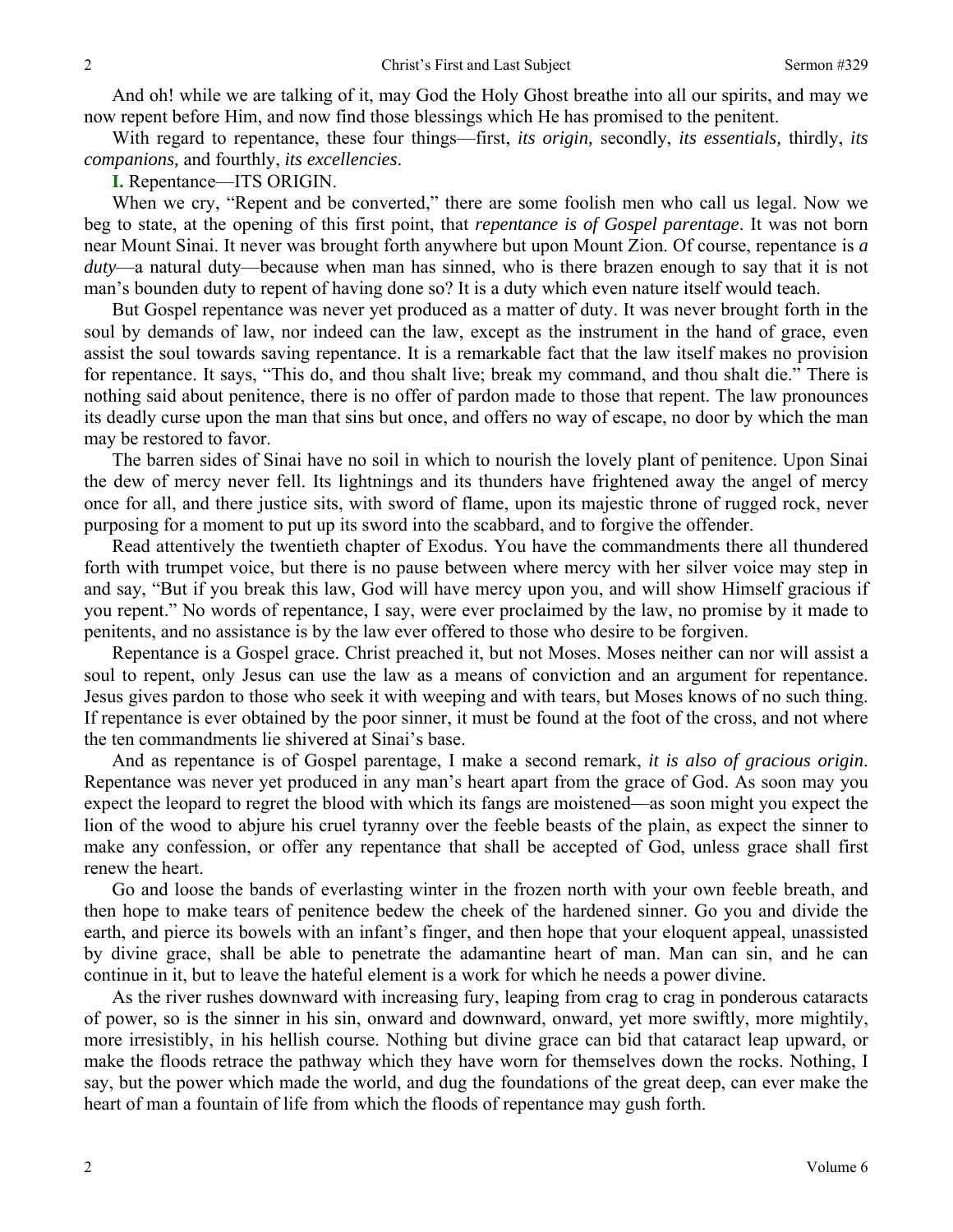And oh! while we are talking of it, may God the Holy Ghost breathe into all our spirits, and may we now repent before Him, and now find those blessings which He has promised to the penitent.

With regard to repentance, these four things—first, *its origin,* secondly, *its essentials,* thirdly, *its companions,* and fourthly, *its excellencies*.

**I.** Repentance—ITS ORIGIN.

When we cry, "Repent and be converted," there are some foolish men who call us legal. Now we beg to state, at the opening of this first point, that *repentance is of Gospel parentage*. It was not born near Mount Sinai. It never was brought forth anywhere but upon Mount Zion. Of course, repentance is *a duty*—a natural duty—because when man has sinned, who is there brazen enough to say that it is not man's bounden duty to repent of having done so? It is a duty which even nature itself would teach.

But Gospel repentance was never yet produced as a matter of duty. It was never brought forth in the soul by demands of law, nor indeed can the law, except as the instrument in the hand of grace, even assist the soul towards saving repentance. It is a remarkable fact that the law itself makes no provision for repentance. It says, "This do, and thou shalt live; break my command, and thou shalt die." There is nothing said about penitence, there is no offer of pardon made to those that repent. The law pronounces its deadly curse upon the man that sins but once, and offers no way of escape, no door by which the man may be restored to favor.

The barren sides of Sinai have no soil in which to nourish the lovely plant of penitence. Upon Sinai the dew of mercy never fell. Its lightnings and its thunders have frightened away the angel of mercy once for all, and there justice sits, with sword of flame, upon its majestic throne of rugged rock, never purposing for a moment to put up its sword into the scabbard, and to forgive the offender.

Read attentively the twentieth chapter of Exodus. You have the commandments there all thundered forth with trumpet voice, but there is no pause between where mercy with her silver voice may step in and say, "But if you break this law, God will have mercy upon you, and will show Himself gracious if you repent." No words of repentance, I say, were ever proclaimed by the law, no promise by it made to penitents, and no assistance is by the law ever offered to those who desire to be forgiven.

Repentance is a Gospel grace. Christ preached it, but not Moses. Moses neither can nor will assist a soul to repent, only Jesus can use the law as a means of conviction and an argument for repentance. Jesus gives pardon to those who seek it with weeping and with tears, but Moses knows of no such thing. If repentance is ever obtained by the poor sinner, it must be found at the foot of the cross, and not where the ten commandments lie shivered at Sinai's base.

And as repentance is of Gospel parentage, I make a second remark, *it is also of gracious origin*. Repentance was never yet produced in any man's heart apart from the grace of God. As soon may you expect the leopard to regret the blood with which its fangs are moistened—as soon might you expect the lion of the wood to abjure his cruel tyranny over the feeble beasts of the plain, as expect the sinner to make any confession, or offer any repentance that shall be accepted of God, unless grace shall first renew the heart.

Go and loose the bands of everlasting winter in the frozen north with your own feeble breath, and then hope to make tears of penitence bedew the cheek of the hardened sinner. Go you and divide the earth, and pierce its bowels with an infant's finger, and then hope that your eloquent appeal, unassisted by divine grace, shall be able to penetrate the adamantine heart of man. Man can sin, and he can continue in it, but to leave the hateful element is a work for which he needs a power divine.

As the river rushes downward with increasing fury, leaping from crag to crag in ponderous cataracts of power, so is the sinner in his sin, onward and downward, onward, yet more swiftly, more mightily, more irresistibly, in his hellish course. Nothing but divine grace can bid that cataract leap upward, or make the floods retrace the pathway which they have worn for themselves down the rocks. Nothing, I say, but the power which made the world, and dug the foundations of the great deep, can ever make the heart of man a fountain of life from which the floods of repentance may gush forth.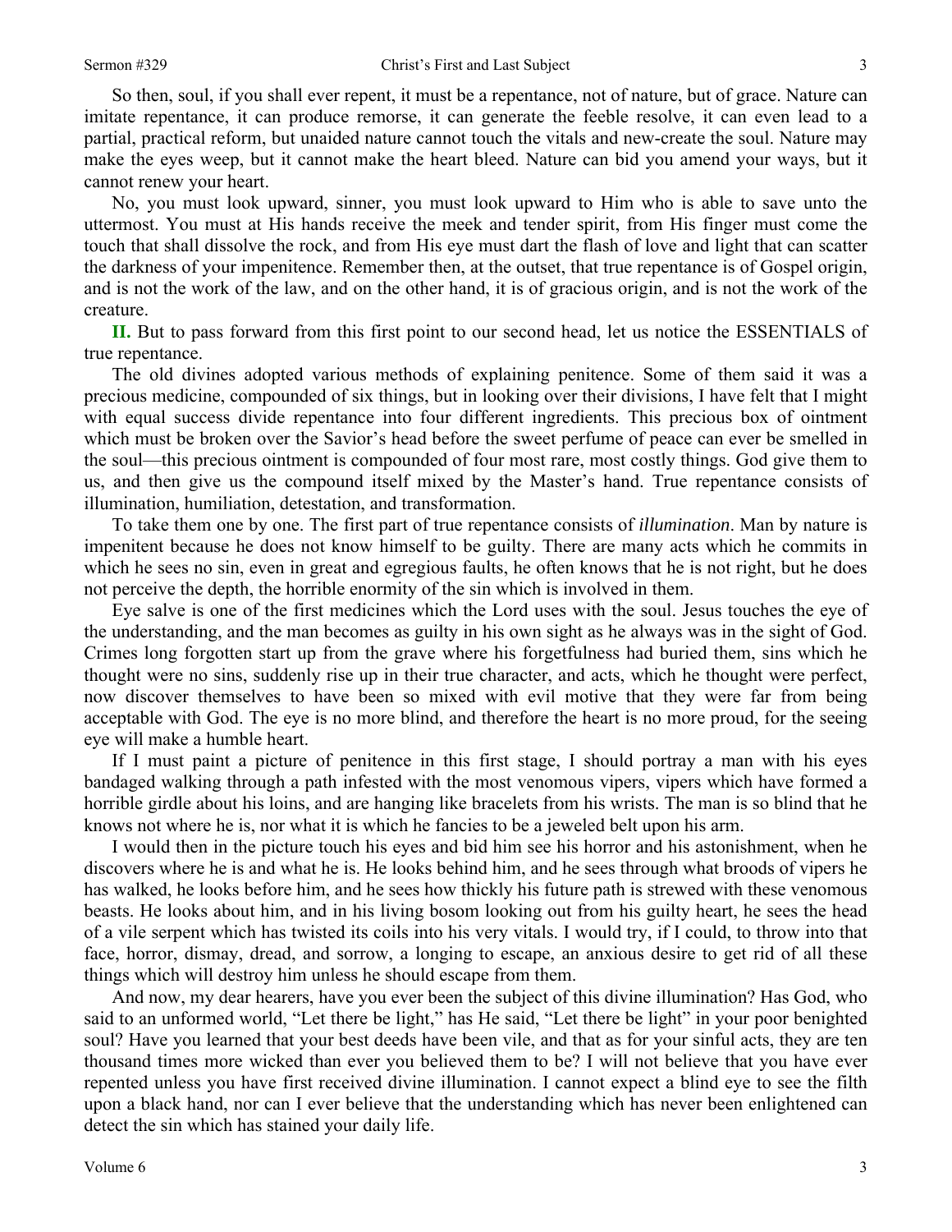So then, soul, if you shall ever repent, it must be a repentance, not of nature, but of grace. Nature can imitate repentance, it can produce remorse, it can generate the feeble resolve, it can even lead to a partial, practical reform, but unaided nature cannot touch the vitals and new-create the soul. Nature may make the eyes weep, but it cannot make the heart bleed. Nature can bid you amend your ways, but it cannot renew your heart.

No, you must look upward, sinner, you must look upward to Him who is able to save unto the uttermost. You must at His hands receive the meek and tender spirit, from His finger must come the touch that shall dissolve the rock, and from His eye must dart the flash of love and light that can scatter the darkness of your impenitence. Remember then, at the outset, that true repentance is of Gospel origin, and is not the work of the law, and on the other hand, it is of gracious origin, and is not the work of the creature.

**II.** But to pass forward from this first point to our second head, let us notice the ESSENTIALS of true repentance.

The old divines adopted various methods of explaining penitence. Some of them said it was a precious medicine, compounded of six things, but in looking over their divisions, I have felt that I might with equal success divide repentance into four different ingredients. This precious box of ointment which must be broken over the Savior's head before the sweet perfume of peace can ever be smelled in the soul—this precious ointment is compounded of four most rare, most costly things. God give them to us, and then give us the compound itself mixed by the Master's hand. True repentance consists of illumination, humiliation, detestation, and transformation.

To take them one by one. The first part of true repentance consists of *illumination*. Man by nature is impenitent because he does not know himself to be guilty. There are many acts which he commits in which he sees no sin, even in great and egregious faults, he often knows that he is not right, but he does not perceive the depth, the horrible enormity of the sin which is involved in them.

Eye salve is one of the first medicines which the Lord uses with the soul. Jesus touches the eye of the understanding, and the man becomes as guilty in his own sight as he always was in the sight of God. Crimes long forgotten start up from the grave where his forgetfulness had buried them, sins which he thought were no sins, suddenly rise up in their true character, and acts, which he thought were perfect, now discover themselves to have been so mixed with evil motive that they were far from being acceptable with God. The eye is no more blind, and therefore the heart is no more proud, for the seeing eye will make a humble heart.

If I must paint a picture of penitence in this first stage, I should portray a man with his eyes bandaged walking through a path infested with the most venomous vipers, vipers which have formed a horrible girdle about his loins, and are hanging like bracelets from his wrists. The man is so blind that he knows not where he is, nor what it is which he fancies to be a jeweled belt upon his arm.

I would then in the picture touch his eyes and bid him see his horror and his astonishment, when he discovers where he is and what he is. He looks behind him, and he sees through what broods of vipers he has walked, he looks before him, and he sees how thickly his future path is strewed with these venomous beasts. He looks about him, and in his living bosom looking out from his guilty heart, he sees the head of a vile serpent which has twisted its coils into his very vitals. I would try, if I could, to throw into that face, horror, dismay, dread, and sorrow, a longing to escape, an anxious desire to get rid of all these things which will destroy him unless he should escape from them.

And now, my dear hearers, have you ever been the subject of this divine illumination? Has God, who said to an unformed world, "Let there be light," has He said, "Let there be light" in your poor benighted soul? Have you learned that your best deeds have been vile, and that as for your sinful acts, they are ten thousand times more wicked than ever you believed them to be? I will not believe that you have ever repented unless you have first received divine illumination. I cannot expect a blind eye to see the filth upon a black hand, nor can I ever believe that the understanding which has never been enlightened can detect the sin which has stained your daily life.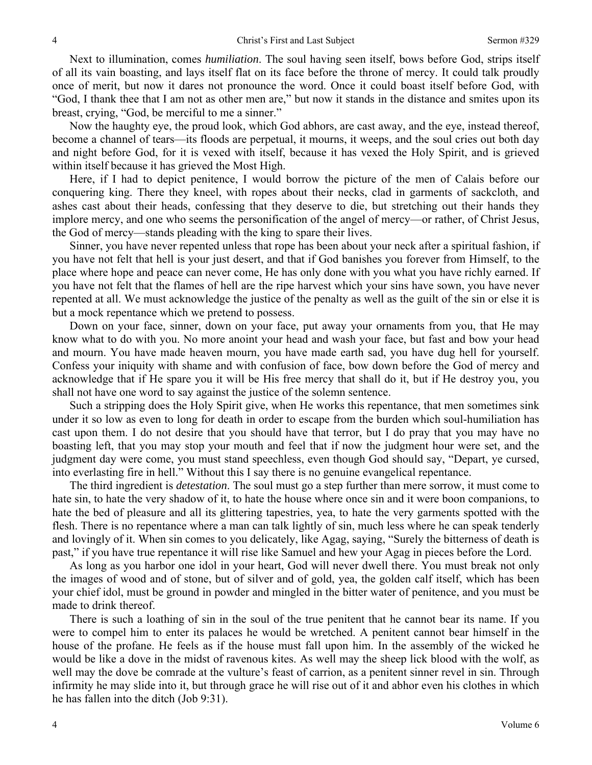Next to illumination, comes *humiliation*. The soul having seen itself, bows before God, strips itself of all its vain boasting, and lays itself flat on its face before the throne of mercy. It could talk proudly once of merit, but now it dares not pronounce the word. Once it could boast itself before God, with "God, I thank thee that I am not as other men are," but now it stands in the distance and smites upon its breast, crying, "God, be merciful to me a sinner."

Now the haughty eye, the proud look, which God abhors, are cast away, and the eye, instead thereof, become a channel of tears—its floods are perpetual, it mourns, it weeps, and the soul cries out both day and night before God, for it is vexed with itself, because it has vexed the Holy Spirit, and is grieved within itself because it has grieved the Most High.

Here, if I had to depict penitence, I would borrow the picture of the men of Calais before our conquering king. There they kneel, with ropes about their necks, clad in garments of sackcloth, and ashes cast about their heads, confessing that they deserve to die, but stretching out their hands they implore mercy, and one who seems the personification of the angel of mercy—or rather, of Christ Jesus, the God of mercy—stands pleading with the king to spare their lives.

Sinner, you have never repented unless that rope has been about your neck after a spiritual fashion, if you have not felt that hell is your just desert, and that if God banishes you forever from Himself, to the place where hope and peace can never come, He has only done with you what you have richly earned. If you have not felt that the flames of hell are the ripe harvest which your sins have sown, you have never repented at all. We must acknowledge the justice of the penalty as well as the guilt of the sin or else it is but a mock repentance which we pretend to possess.

Down on your face, sinner, down on your face, put away your ornaments from you, that He may know what to do with you. No more anoint your head and wash your face, but fast and bow your head and mourn. You have made heaven mourn, you have made earth sad, you have dug hell for yourself. Confess your iniquity with shame and with confusion of face, bow down before the God of mercy and acknowledge that if He spare you it will be His free mercy that shall do it, but if He destroy you, you shall not have one word to say against the justice of the solemn sentence.

Such a stripping does the Holy Spirit give, when He works this repentance, that men sometimes sink under it so low as even to long for death in order to escape from the burden which soul-humiliation has cast upon them. I do not desire that you should have that terror, but I do pray that you may have no boasting left, that you may stop your mouth and feel that if now the judgment hour were set, and the judgment day were come, you must stand speechless, even though God should say, "Depart, ye cursed, into everlasting fire in hell." Without this I say there is no genuine evangelical repentance.

The third ingredient is *detestation*. The soul must go a step further than mere sorrow, it must come to hate sin, to hate the very shadow of it, to hate the house where once sin and it were boon companions, to hate the bed of pleasure and all its glittering tapestries, yea, to hate the very garments spotted with the flesh. There is no repentance where a man can talk lightly of sin, much less where he can speak tenderly and lovingly of it. When sin comes to you delicately, like Agag, saying, "Surely the bitterness of death is past," if you have true repentance it will rise like Samuel and hew your Agag in pieces before the Lord.

As long as you harbor one idol in your heart, God will never dwell there. You must break not only the images of wood and of stone, but of silver and of gold, yea, the golden calf itself, which has been your chief idol, must be ground in powder and mingled in the bitter water of penitence, and you must be made to drink thereof.

There is such a loathing of sin in the soul of the true penitent that he cannot bear its name. If you were to compel him to enter its palaces he would be wretched. A penitent cannot bear himself in the house of the profane. He feels as if the house must fall upon him. In the assembly of the wicked he would be like a dove in the midst of ravenous kites. As well may the sheep lick blood with the wolf, as well may the dove be comrade at the vulture's feast of carrion, as a penitent sinner revel in sin. Through infirmity he may slide into it, but through grace he will rise out of it and abhor even his clothes in which he has fallen into the ditch (Job 9:31).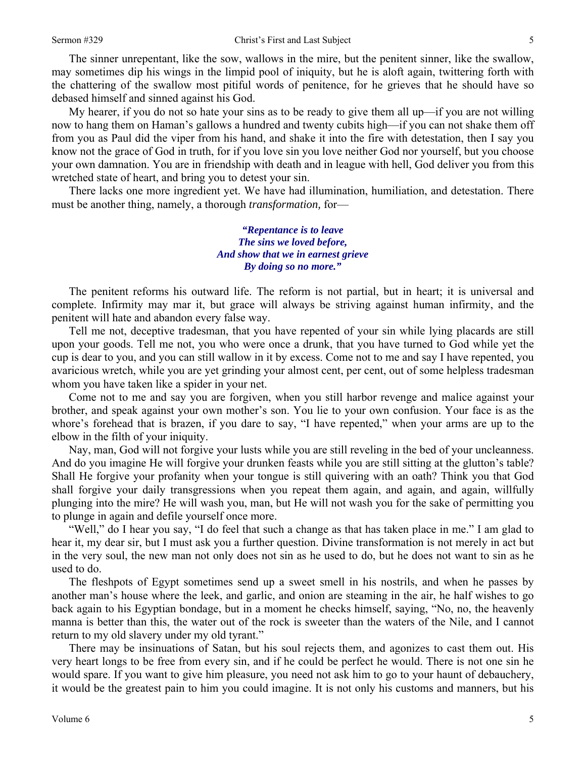The sinner unrepentant, like the sow, wallows in the mire, but the penitent sinner, like the swallow, may sometimes dip his wings in the limpid pool of iniquity, but he is aloft again, twittering forth with the chattering of the swallow most pitiful words of penitence, for he grieves that he should have so debased himself and sinned against his God.

My hearer, if you do not so hate your sins as to be ready to give them all up—if you are not willing now to hang them on Haman's gallows a hundred and twenty cubits high—if you can not shake them off from you as Paul did the viper from his hand, and shake it into the fire with detestation, then I say you know not the grace of God in truth, for if you love sin you love neither God nor yourself, but you choose your own damnation. You are in friendship with death and in league with hell, God deliver you from this wretched state of heart, and bring you to detest your sin.

There lacks one more ingredient yet. We have had illumination, humiliation, and detestation. There must be another thing, namely, a thorough *transformation,* for—

> ***"Repentance is to leave***
> ***The sins we loved before,***
> ***And show that we in earnest grieve***
> ***By doing so no more."***

The penitent reforms his outward life. The reform is not partial, but in heart; it is universal and complete. Infirmity may mar it, but grace will always be striving against human infirmity, and the penitent will hate and abandon every false way.

Tell me not, deceptive tradesman, that you have repented of your sin while lying placards are still upon your goods. Tell me not, you who were once a drunk, that you have turned to God while yet the cup is dear to you, and you can still wallow in it by excess. Come not to me and say I have repented, you avaricious wretch, while you are yet grinding your almost cent, per cent, out of some helpless tradesman whom you have taken like a spider in your net.

Come not to me and say you are forgiven, when you still harbor revenge and malice against your brother, and speak against your own mother's son. You lie to your own confusion. Your face is as the whore's forehead that is brazen, if you dare to say, "I have repented," when your arms are up to the elbow in the filth of your iniquity.

Nay, man, God will not forgive your lusts while you are still reveling in the bed of your uncleanness. And do you imagine He will forgive your drunken feasts while you are still sitting at the glutton's table? Shall He forgive your profanity when your tongue is still quivering with an oath? Think you that God shall forgive your daily transgressions when you repeat them again, and again, and again, willfully plunging into the mire? He will wash you, man, but He will not wash you for the sake of permitting you to plunge in again and defile yourself once more.

"Well," do I hear you say, "I do feel that such a change as that has taken place in me." I am glad to hear it, my dear sir, but I must ask you a further question. Divine transformation is not merely in act but in the very soul, the new man not only does not sin as he used to do, but he does not want to sin as he used to do.

The fleshpots of Egypt sometimes send up a sweet smell in his nostrils, and when he passes by another man's house where the leek, and garlic, and onion are steaming in the air, he half wishes to go back again to his Egyptian bondage, but in a moment he checks himself, saying, "No, no, the heavenly manna is better than this, the water out of the rock is sweeter than the waters of the Nile, and I cannot return to my old slavery under my old tyrant."

There may be insinuations of Satan, but his soul rejects them, and agonizes to cast them out. His very heart longs to be free from every sin, and if he could be perfect he would. There is not one sin he would spare. If you want to give him pleasure, you need not ask him to go to your haunt of debauchery, it would be the greatest pain to him you could imagine. It is not only his customs and manners, but his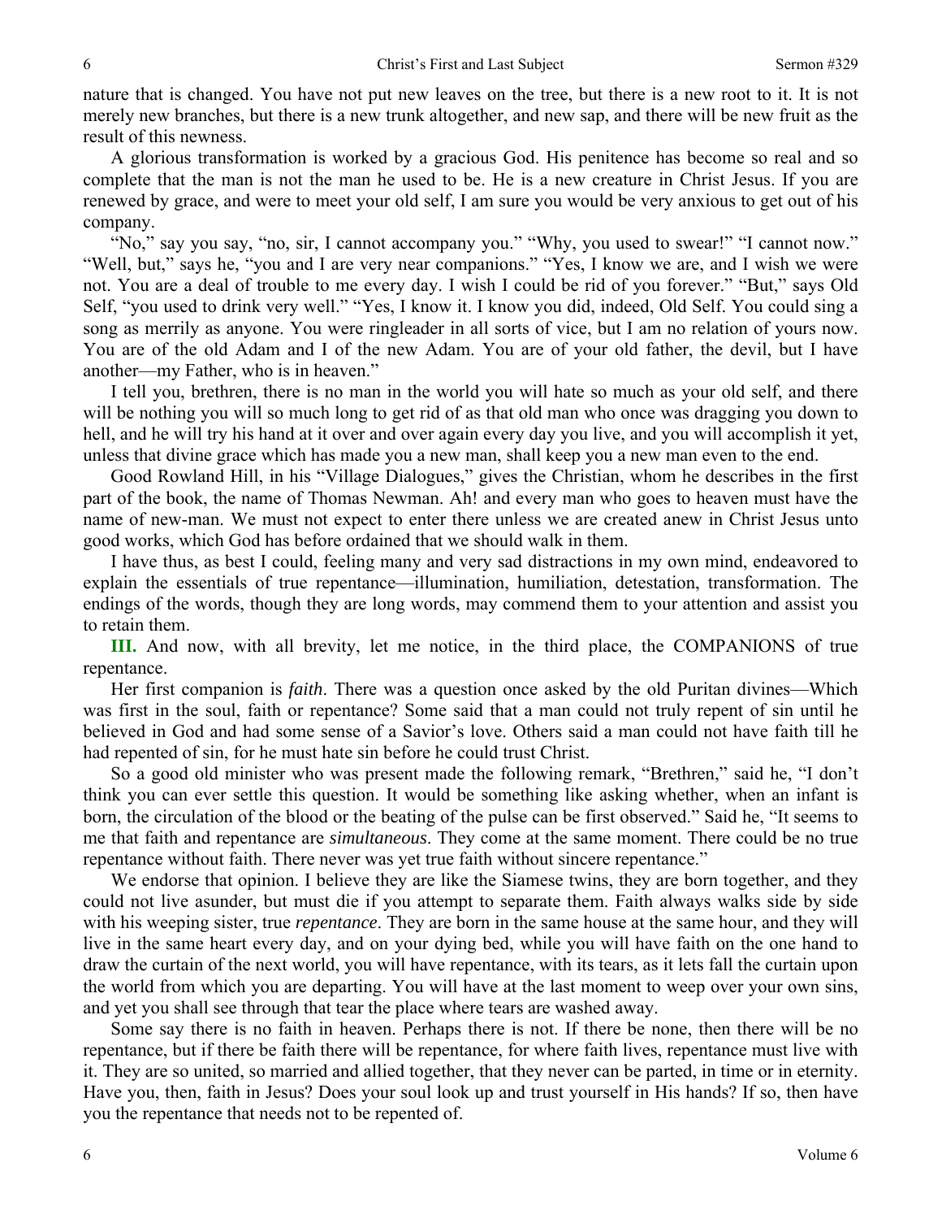nature that is changed. You have not put new leaves on the tree, but there is a new root to it. It is not merely new branches, but there is a new trunk altogether, and new sap, and there will be new fruit as the result of this newness.

A glorious transformation is worked by a gracious God. His penitence has become so real and so complete that the man is not the man he used to be. He is a new creature in Christ Jesus. If you are renewed by grace, and were to meet your old self, I am sure you would be very anxious to get out of his company.

"No," say you say, "no, sir, I cannot accompany you." "Why, you used to swear!" "I cannot now." "Well, but," says he, "you and I are very near companions." "Yes, I know we are, and I wish we were not. You are a deal of trouble to me every day. I wish I could be rid of you forever." "But," says Old Self, "you used to drink very well." "Yes, I know it. I know you did, indeed, Old Self. You could sing a song as merrily as anyone. You were ringleader in all sorts of vice, but I am no relation of yours now. You are of the old Adam and I of the new Adam. You are of your old father, the devil, but I have another—my Father, who is in heaven."

I tell you, brethren, there is no man in the world you will hate so much as your old self, and there will be nothing you will so much long to get rid of as that old man who once was dragging you down to hell, and he will try his hand at it over and over again every day you live, and you will accomplish it yet, unless that divine grace which has made you a new man, shall keep you a new man even to the end.

Good Rowland Hill, in his "Village Dialogues," gives the Christian, whom he describes in the first part of the book, the name of Thomas Newman. Ah! and every man who goes to heaven must have the name of new-man. We must not expect to enter there unless we are created anew in Christ Jesus unto good works, which God has before ordained that we should walk in them.

I have thus, as best I could, feeling many and very sad distractions in my own mind, endeavored to explain the essentials of true repentance—illumination, humiliation, detestation, transformation. The endings of the words, though they are long words, may commend them to your attention and assist you to retain them.

**III.** And now, with all brevity, let me notice, in the third place, the COMPANIONS of true repentance.

Her first companion is *faith*. There was a question once asked by the old Puritan divines—Which was first in the soul, faith or repentance? Some said that a man could not truly repent of sin until he believed in God and had some sense of a Savior's love. Others said a man could not have faith till he had repented of sin, for he must hate sin before he could trust Christ.

So a good old minister who was present made the following remark, "Brethren," said he, "I don't think you can ever settle this question. It would be something like asking whether, when an infant is born, the circulation of the blood or the beating of the pulse can be first observed." Said he, "It seems to me that faith and repentance are *simultaneous*. They come at the same moment. There could be no true repentance without faith. There never was yet true faith without sincere repentance."

We endorse that opinion. I believe they are like the Siamese twins, they are born together, and they could not live asunder, but must die if you attempt to separate them. Faith always walks side by side with his weeping sister, true *repentance*. They are born in the same house at the same hour, and they will live in the same heart every day, and on your dying bed, while you will have faith on the one hand to draw the curtain of the next world, you will have repentance, with its tears, as it lets fall the curtain upon the world from which you are departing. You will have at the last moment to weep over your own sins, and yet you shall see through that tear the place where tears are washed away.

Some say there is no faith in heaven. Perhaps there is not. If there be none, then there will be no repentance, but if there be faith there will be repentance, for where faith lives, repentance must live with it. They are so united, so married and allied together, that they never can be parted, in time or in eternity. Have you, then, faith in Jesus? Does your soul look up and trust yourself in His hands? If so, then have you the repentance that needs not to be repented of.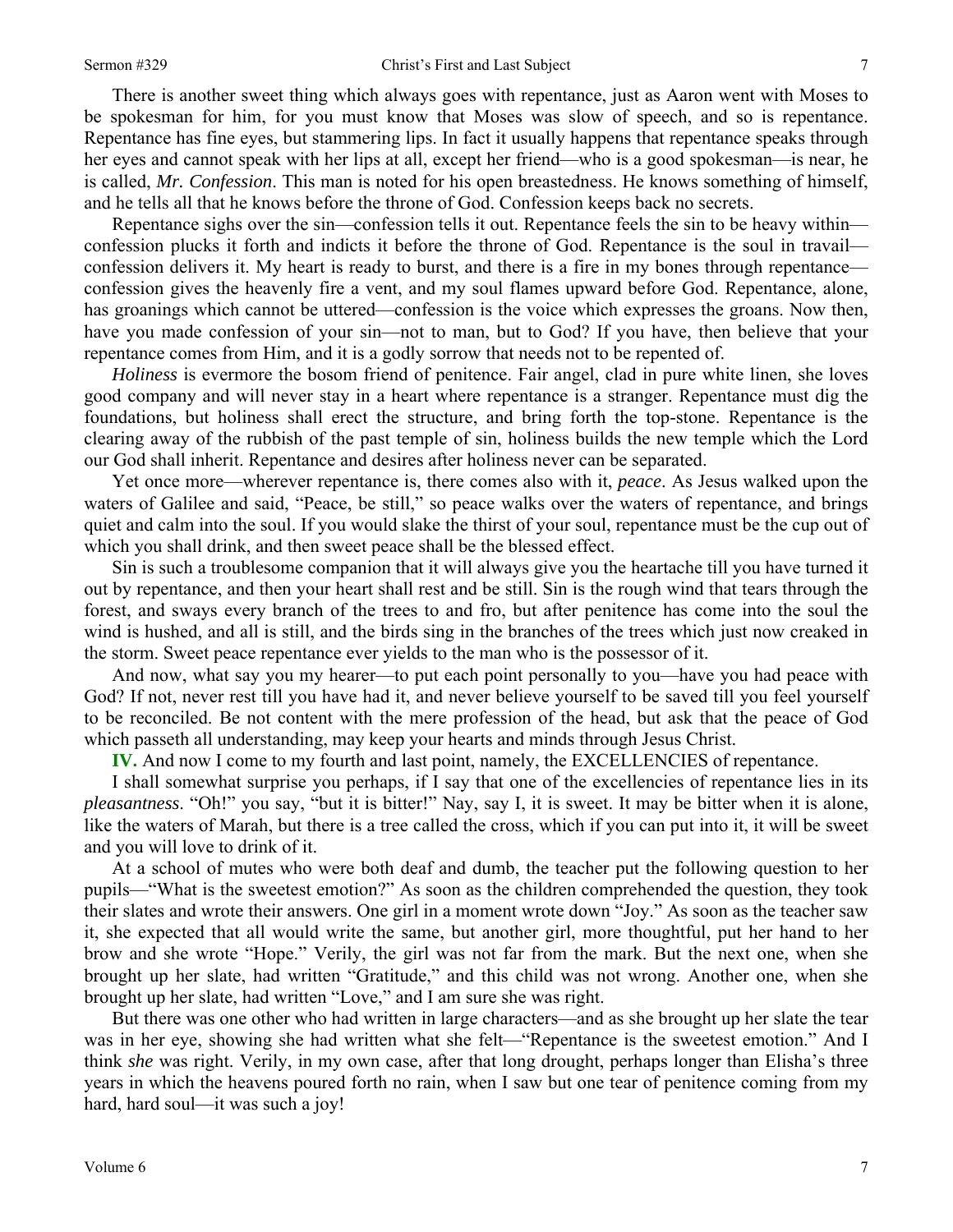There is another sweet thing which always goes with repentance, just as Aaron went with Moses to be spokesman for him, for you must know that Moses was slow of speech, and so is repentance. Repentance has fine eyes, but stammering lips. In fact it usually happens that repentance speaks through her eyes and cannot speak with her lips at all, except her friend—who is a good spokesman—is near, he is called, *Mr. Confession*. This man is noted for his open breastedness. He knows something of himself, and he tells all that he knows before the throne of God. Confession keeps back no secrets.

Repentance sighs over the sin—confession tells it out. Repentance feels the sin to be heavy within—confession plucks it forth and indicts it before the throne of God. Repentance is the soul in travail—confession delivers it. My heart is ready to burst, and there is a fire in my bones through repentance—confession gives the heavenly fire a vent, and my soul flames upward before God. Repentance, alone, has groanings which cannot be uttered—confession is the voice which expresses the groans. Now then, have you made confession of your sin—not to man, but to God? If you have, then believe that your repentance comes from Him, and it is a godly sorrow that needs not to be repented of.

*Holiness* is evermore the bosom friend of penitence. Fair angel, clad in pure white linen, she loves good company and will never stay in a heart where repentance is a stranger. Repentance must dig the foundations, but holiness shall erect the structure, and bring forth the top-stone. Repentance is the clearing away of the rubbish of the past temple of sin, holiness builds the new temple which the Lord our God shall inherit. Repentance and desires after holiness never can be separated.

Yet once more—wherever repentance is, there comes also with it, *peace*. As Jesus walked upon the waters of Galilee and said, "Peace, be still," so peace walks over the waters of repentance, and brings quiet and calm into the soul. If you would slake the thirst of your soul, repentance must be the cup out of which you shall drink, and then sweet peace shall be the blessed effect.

Sin is such a troublesome companion that it will always give you the heartache till you have turned it out by repentance, and then your heart shall rest and be still. Sin is the rough wind that tears through the forest, and sways every branch of the trees to and fro, but after penitence has come into the soul the wind is hushed, and all is still, and the birds sing in the branches of the trees which just now creaked in the storm. Sweet peace repentance ever yields to the man who is the possessor of it.

And now, what say you my hearer—to put each point personally to you—have you had peace with God? If not, never rest till you have had it, and never believe yourself to be saved till you feel yourself to be reconciled. Be not content with the mere profession of the head, but ask that the peace of God which passeth all understanding, may keep your hearts and minds through Jesus Christ.

**IV.** And now I come to my fourth and last point, namely, the EXCELLENCIES of repentance.

I shall somewhat surprise you perhaps, if I say that one of the excellencies of repentance lies in its *pleasantness*. "Oh!" you say, "but it is bitter!" Nay, say I, it is sweet. It may be bitter when it is alone, like the waters of Marah, but there is a tree called the cross, which if you can put into it, it will be sweet and you will love to drink of it.

At a school of mutes who were both deaf and dumb, the teacher put the following question to her pupils—"What is the sweetest emotion?" As soon as the children comprehended the question, they took their slates and wrote their answers. One girl in a moment wrote down "Joy." As soon as the teacher saw it, she expected that all would write the same, but another girl, more thoughtful, put her hand to her brow and she wrote "Hope." Verily, the girl was not far from the mark. But the next one, when she brought up her slate, had written "Gratitude," and this child was not wrong. Another one, when she brought up her slate, had written "Love," and I am sure she was right.

But there was one other who had written in large characters—and as she brought up her slate the tear was in her eye, showing she had written what she felt—"Repentance is the sweetest emotion." And I think *she* was right. Verily, in my own case, after that long drought, perhaps longer than Elisha's three years in which the heavens poured forth no rain, when I saw but one tear of penitence coming from my hard, hard soul—it was such a joy!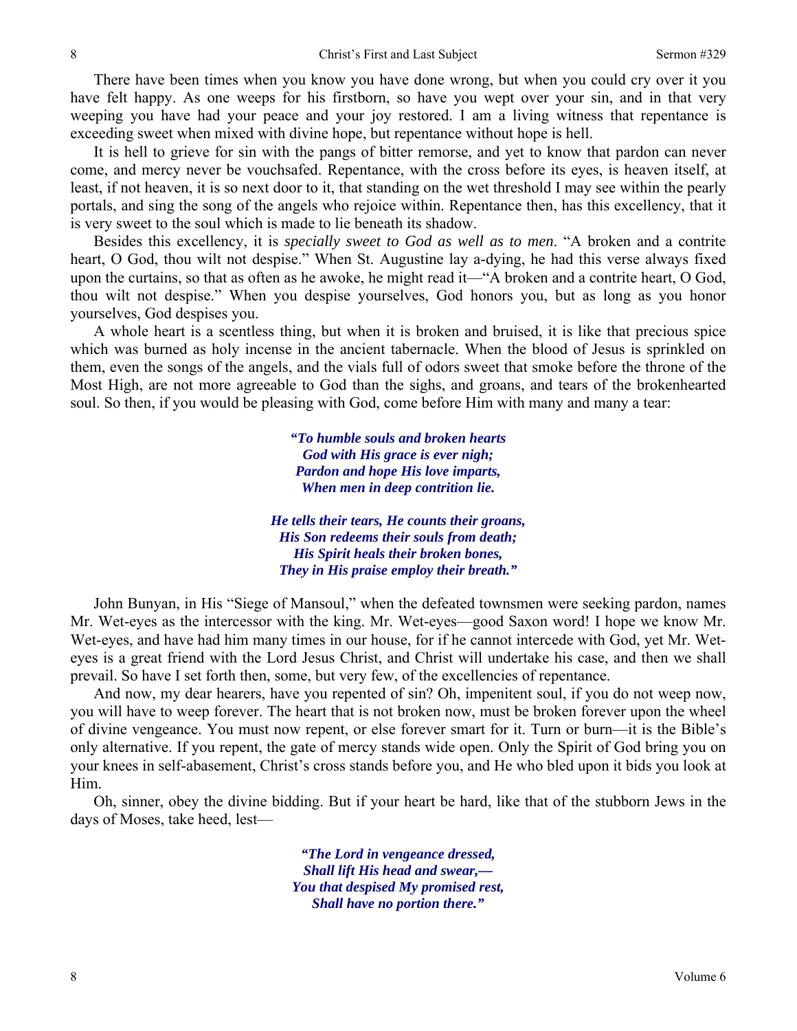There have been times when you know you have done wrong, but when you could cry over it you have felt happy. As one weeps for his firstborn, so have you wept over your sin, and in that very weeping you have had your peace and your joy restored. I am a living witness that repentance is exceeding sweet when mixed with divine hope, but repentance without hope is hell.

It is hell to grieve for sin with the pangs of bitter remorse, and yet to know that pardon can never come, and mercy never be vouchsafed. Repentance, with the cross before its eyes, is heaven itself, at least, if not heaven, it is so next door to it, that standing on the wet threshold I may see within the pearly portals, and sing the song of the angels who rejoice within. Repentance then, has this excellency, that it is very sweet to the soul which is made to lie beneath its shadow.

Besides this excellency, it is *specially sweet to God as well as to men*. "A broken and a contrite heart, O God, thou wilt not despise." When St. Augustine lay a-dying, he had this verse always fixed upon the curtains, so that as often as he awoke, he might read it—"A broken and a contrite heart, O God, thou wilt not despise." When you despise yourselves, God honors you, but as long as you honor yourselves, God despises you.

A whole heart is a scentless thing, but when it is broken and bruised, it is like that precious spice which was burned as holy incense in the ancient tabernacle. When the blood of Jesus is sprinkled on them, even the songs of the angels, and the vials full of odors sweet that smoke before the throne of the Most High, are not more agreeable to God than the sighs, and groans, and tears of the brokenhearted soul. So then, if you would be pleasing with God, come before Him with many and many a tear:

> ***"To humble souls and broken hearts***
> ***God with His grace is ever nigh;***
> ***Pardon and hope His love imparts,***
> ***When men in deep contrition lie.***
>
> ***He tells their tears, He counts their groans,***
> ***His Son redeems their souls from death;***
> ***His Spirit heals their broken bones,***
> ***They in His praise employ their breath."***

John Bunyan, in His "Siege of Mansoul," when the defeated townsmen were seeking pardon, names Mr. Wet-eyes as the intercessor with the king. Mr. Wet-eyes—good Saxon word! I hope we know Mr. Wet-eyes, and have had him many times in our house, for if he cannot intercede with God, yet Mr. Wet-eyes is a great friend with the Lord Jesus Christ, and Christ will undertake his case, and then we shall prevail. So have I set forth then, some, but very few, of the excellencies of repentance.

And now, my dear hearers, have you repented of sin? Oh, impenitent soul, if you do not weep now, you will have to weep forever. The heart that is not broken now, must be broken forever upon the wheel of divine vengeance. You must now repent, or else forever smart for it. Turn or burn—it is the Bible's only alternative. If you repent, the gate of mercy stands wide open. Only the Spirit of God bring you on your knees in self-abasement, Christ's cross stands before you, and He who bled upon it bids you look at Him.

Oh, sinner, obey the divine bidding. But if your heart be hard, like that of the stubborn Jews in the days of Moses, take heed, lest—

> ***"The Lord in vengeance dressed,***
> ***Shall lift His head and swear,—***
> ***You that despised My promised rest,***
> ***Shall have no portion there."***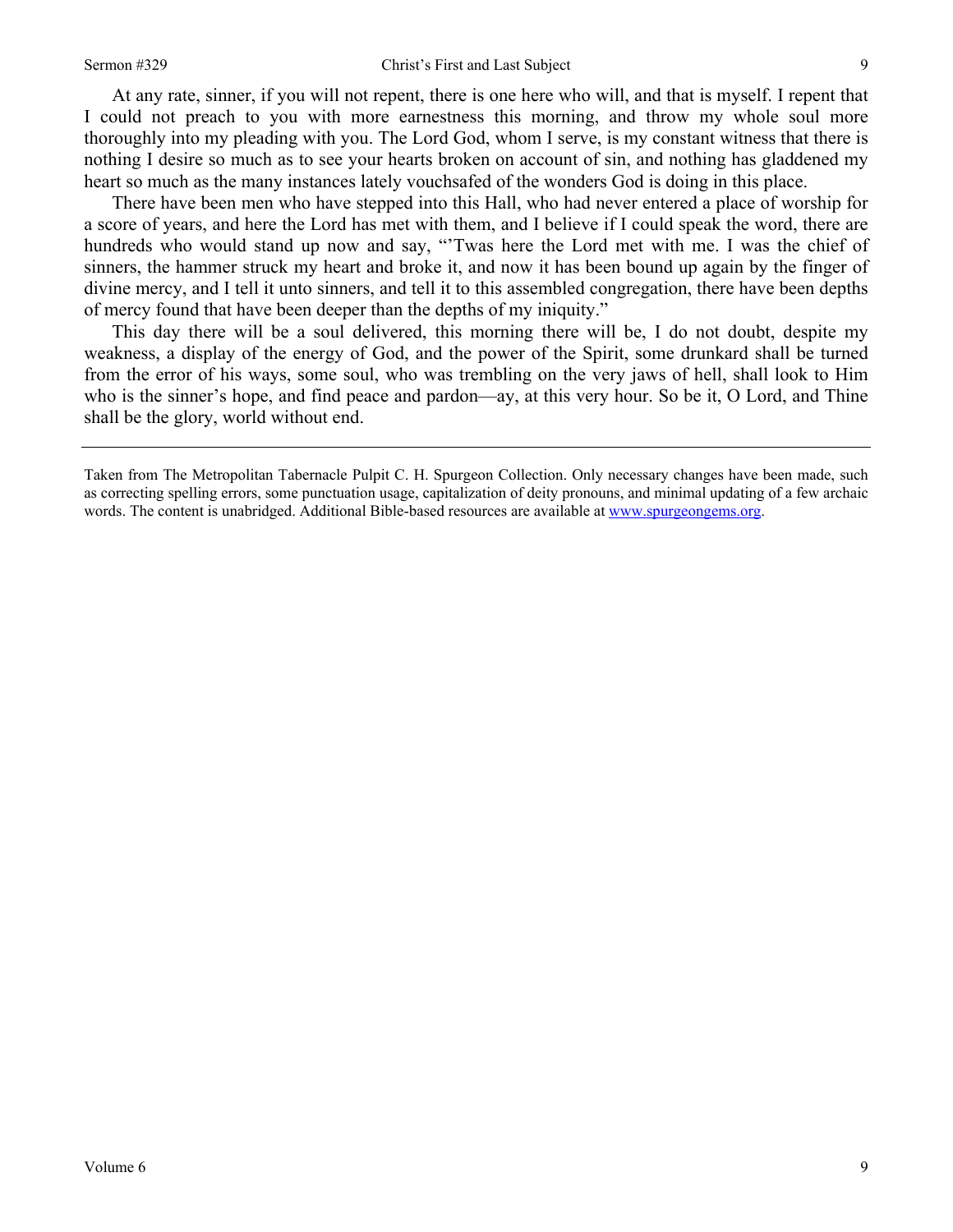At any rate, sinner, if you will not repent, there is one here who will, and that is myself. I repent that I could not preach to you with more earnestness this morning, and throw my whole soul more thoroughly into my pleading with you. The Lord God, whom I serve, is my constant witness that there is nothing I desire so much as to see your hearts broken on account of sin, and nothing has gladdened my heart so much as the many instances lately vouchsafed of the wonders God is doing in this place.

There have been men who have stepped into this Hall, who had never entered a place of worship for a score of years, and here the Lord has met with them, and I believe if I could speak the word, there are hundreds who would stand up now and say, "'Twas here the Lord met with me. I was the chief of sinners, the hammer struck my heart and broke it, and now it has been bound up again by the finger of divine mercy, and I tell it unto sinners, and tell it to this assembled congregation, there have been depths of mercy found that have been deeper than the depths of my iniquity."

This day there will be a soul delivered, this morning there will be, I do not doubt, despite my weakness, a display of the energy of God, and the power of the Spirit, some drunkard shall be turned from the error of his ways, some soul, who was trembling on the very jaws of hell, shall look to Him who is the sinner's hope, and find peace and pardon—ay, at this very hour. So be it, O Lord, and Thine shall be the glory, world without end.

---

Taken from The Metropolitan Tabernacle Pulpit C. H. Spurgeon Collection. Only necessary changes have been made, such as correcting spelling errors, some punctuation usage, capitalization of deity pronouns, and minimal updating of a few archaic words. The content is unabridged. Additional Bible-based resources are available at www.spurgeongems.org.